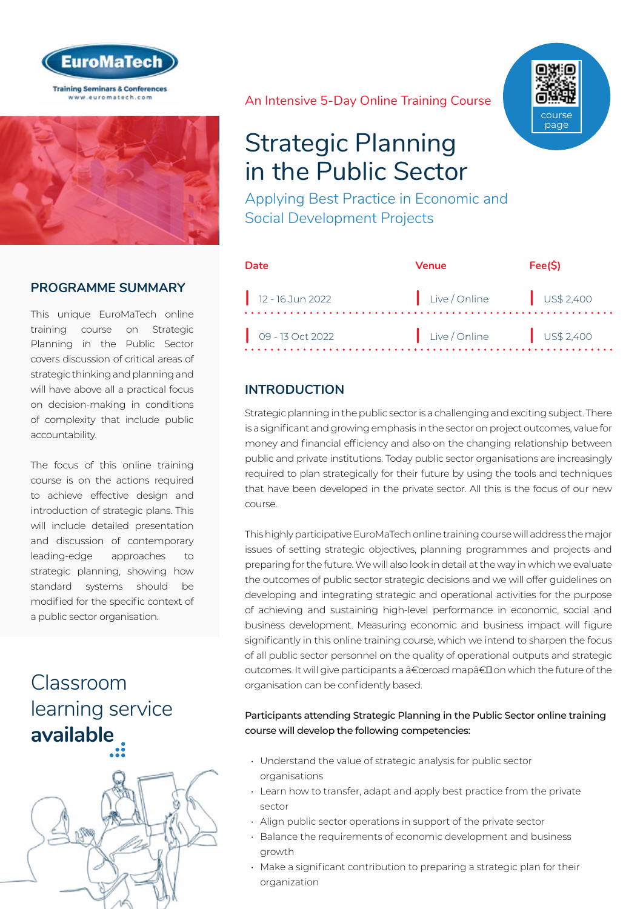EuroMaTech

Training Seminars & Conferences
www.euromatech.com

An Intensive 5-Day Online Training Course

# Strategic Planning in the Public Sector

## Applying Best Practice in Economic and Social Development Projects

course page

| Date | Venue | Fee($) |
|---|---|---|
| 12 - 16 Jun 2022 | Live / Online | US$ 2,400 |
| 09 - 13 Oct 2022 | Live / Online | US$ 2,400 |

## PROGRAMME SUMMARY

This unique EuroMaTech online training course on Strategic Planning in the Public Sector covers discussion of critical areas of strategic thinking and planning and will have above all a practical focus on decision-making in conditions of complexity that include public accountability.

The focus of this online training course is on the actions required to achieve effective design and introduction of strategic plans. This will include detailed presentation and discussion of contemporary leading-edge approaches to strategic planning, showing how standard systems should be modified for the specific context of a public sector organisation.

Classroom learning service **available**

## INTRODUCTION

Strategic planning in the public sector is a challenging and exciting subject. There is a significant and growing emphasis in the sector on project outcomes, value for money and financial efficiency and also on the changing relationship between public and private institutions. Today public sector organisations are increasingly required to plan strategically for their future by using the tools and techniques that have been developed in the private sector. All this is the focus of our new course.

This highly participative EuroMaTech online training course will address the major issues of setting strategic objectives, planning programmes and projects and preparing for the future. We will also look in detail at the way in which we evaluate the outcomes of public sector strategic decisions and we will offer guidelines on developing and integrating strategic and operational activities for the purpose of achieving and sustaining high-level performance in economic, social and business development. Measuring economic and business impact will figure significantly in this online training course, which we intend to sharpen the focus of all public sector personnel on the quality of operational outputs and strategic outcomes. It will give participants a â€œroad mapâ€ on which the future of the organisation can be confidently based.

**Participants attending Strategic Planning in the Public Sector online training course will develop the following competencies:**

- Understand the value of strategic analysis for public sector organisations
- Learn how to transfer, adapt and apply best practice from the private sector
- Align public sector operations in support of the private sector
- Balance the requirements of economic development and business growth
- Make a significant contribution to preparing a strategic plan for their organization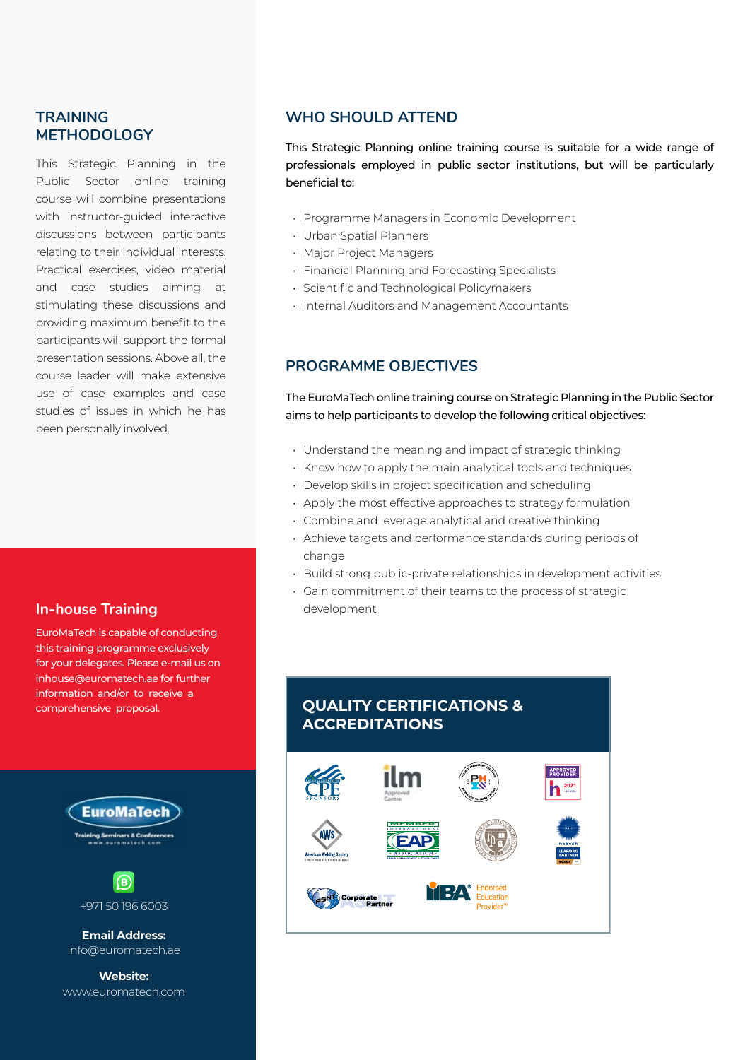## TRAINING METHODOLOGY

This Strategic Planning in the Public Sector online training course will combine presentations with instructor-guided interactive discussions between participants relating to their individual interests. Practical exercises, video material and case studies aiming at stimulating these discussions and providing maximum benefit to the participants will support the formal presentation sessions. Above all, the course leader will make extensive use of case examples and case studies of issues in which he has been personally involved.

### In-house Training

EuroMaTech is capable of conducting this training programme exclusively for your delegates. Please e-mail us on inhouse@euromatech.ae for further information and/or to receive a comprehensive proposal.

EuroMaTech
Training Seminars & Conferences
www.euromatech.com

+971 50 196 6003

**Email Address:**
info@euromatech.ae

**Website:**
www.euromatech.com

## WHO SHOULD ATTEND

This Strategic Planning online training course is suitable for a wide range of professionals employed in public sector institutions, but will be particularly beneficial to:

- Programme Managers in Economic Development
- Urban Spatial Planners
- Major Project Managers
- Financial Planning and Forecasting Specialists
- Scientific and Technological Policymakers
- Internal Auditors and Management Accountants

## PROGRAMME OBJECTIVES

The EuroMaTech online training course on Strategic Planning in the Public Sector aims to help participants to develop the following critical objectives:

- Understand the meaning and impact of strategic thinking
- Know how to apply the main analytical tools and techniques
- Develop skills in project specification and scheduling
- Apply the most effective approaches to strategy formulation
- Combine and leverage analytical and creative thinking
- Achieve targets and performance standards during periods of change
- Build strong public-private relationships in development activities
- Gain commitment of their teams to the process of strategic development

## QUALITY CERTIFICATIONS & ACCREDITATIONS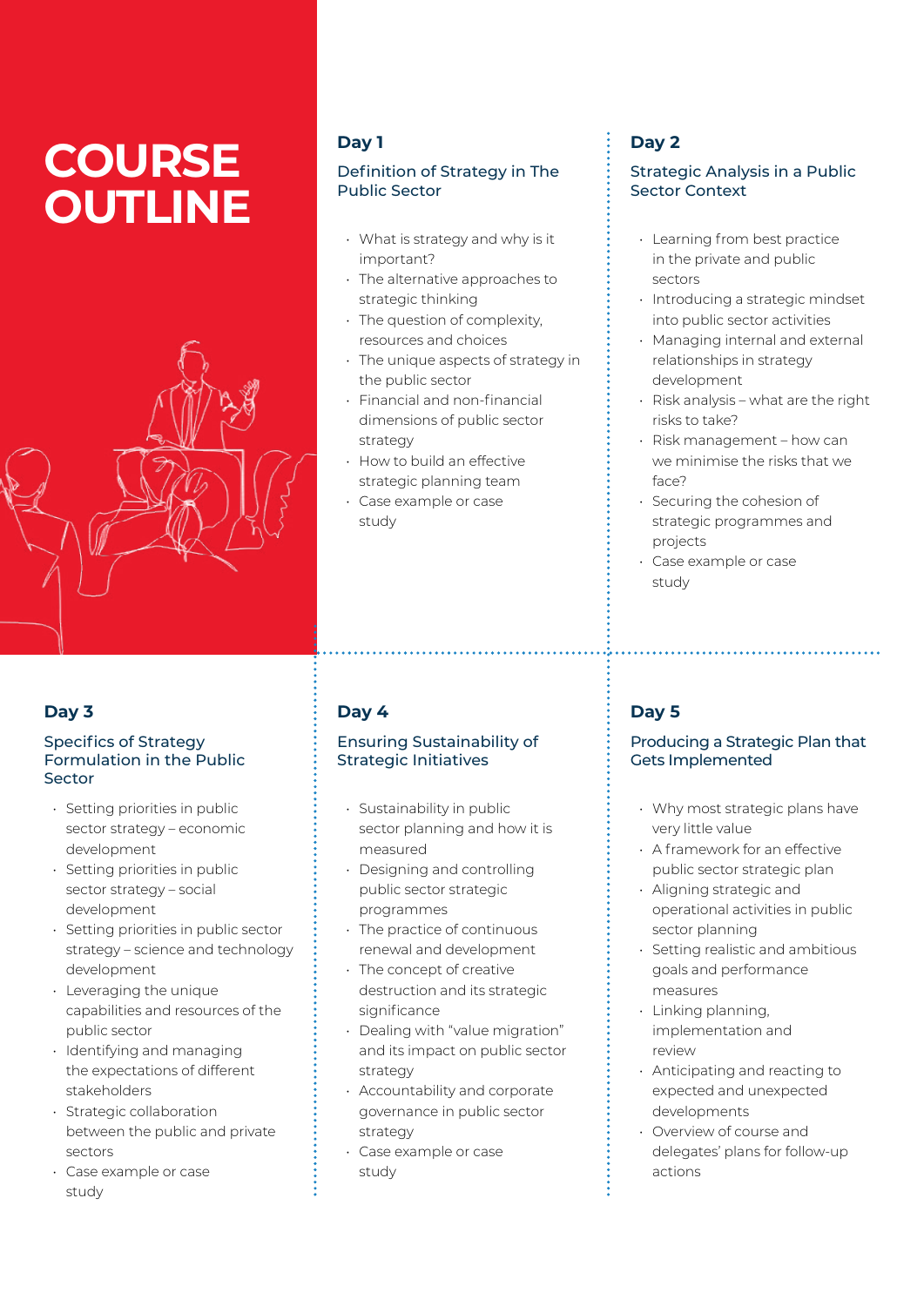# COURSE OUTLINE

## Day 1

### Definition of Strategy in The Public Sector

- What is strategy and why is it important?
- The alternative approaches to strategic thinking
- The question of complexity, resources and choices
- The unique aspects of strategy in the public sector
- Financial and non-financial dimensions of public sector strategy
- How to build an effective strategic planning team
- Case example or case study

## Day 2

### Strategic Analysis in a Public Sector Context

- Learning from best practice in the private and public sectors
- Introducing a strategic mindset into public sector activities
- Managing internal and external relationships in strategy development
- Risk analysis – what are the right risks to take?
- Risk management – how can we minimise the risks that we face?
- Securing the cohesion of strategic programmes and projects
- Case example or case study

## Day 3

### Specifics of Strategy Formulation in the Public Sector

- Setting priorities in public sector strategy – economic development
- Setting priorities in public sector strategy – social development
- Setting priorities in public sector strategy – science and technology development
- Leveraging the unique capabilities and resources of the public sector
- Identifying and managing the expectations of different stakeholders
- Strategic collaboration between the public and private sectors
- Case example or case study

## Day 4

### Ensuring Sustainability of Strategic Initiatives

- Sustainability in public sector planning and how it is measured
- Designing and controlling public sector strategic programmes
- The practice of continuous renewal and development
- The concept of creative destruction and its strategic significance
- Dealing with "value migration" and its impact on public sector strategy
- Accountability and corporate governance in public sector strategy
- Case example or case study

## Day 5

### Producing a Strategic Plan that Gets Implemented

- Why most strategic plans have very little value
- A framework for an effective public sector strategic plan
- Aligning strategic and operational activities in public sector planning
- Setting realistic and ambitious goals and performance measures
- Linking planning, implementation and review
- Anticipating and reacting to expected and unexpected developments
- Overview of course and delegates' plans for follow-up actions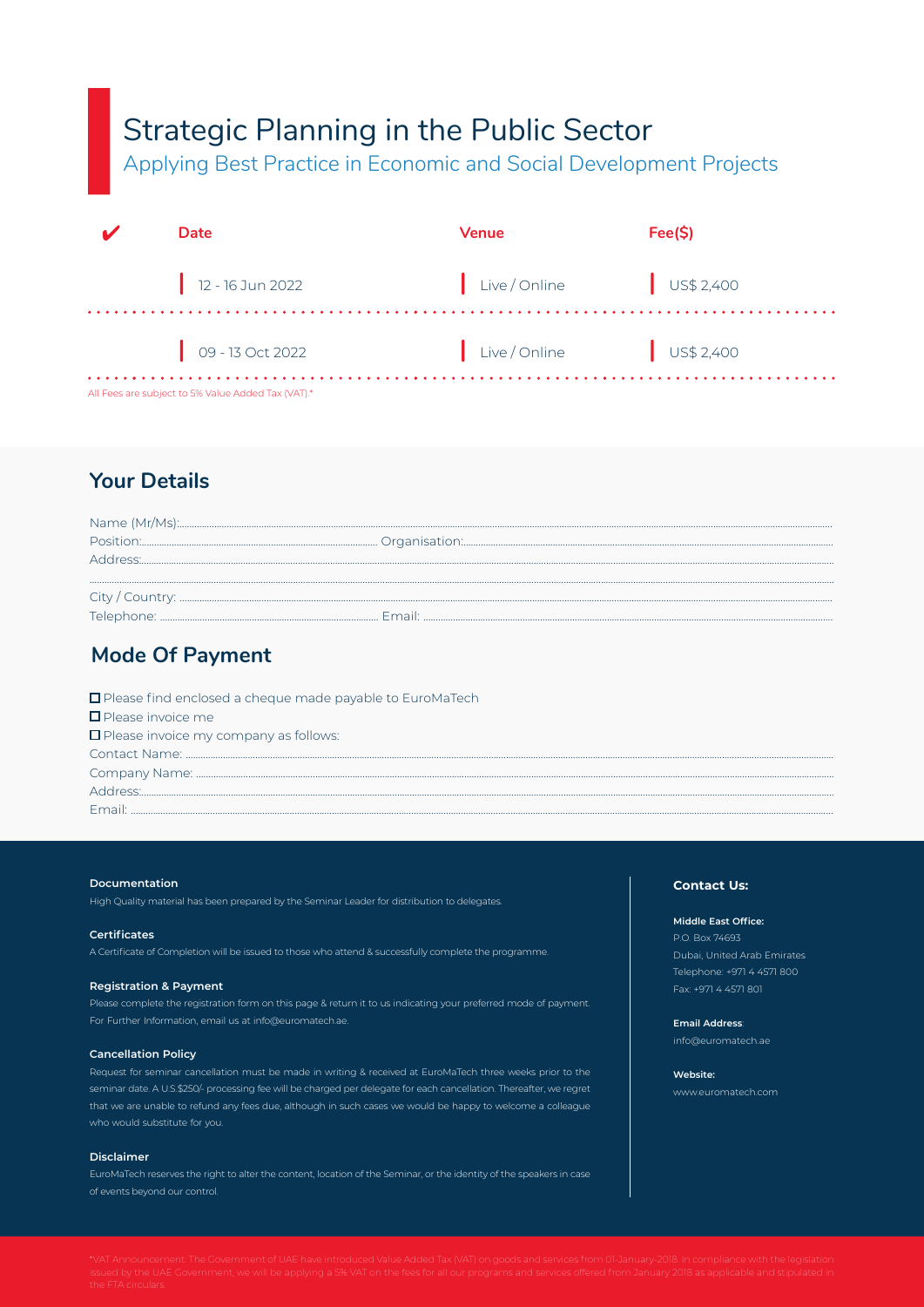# Strategic Planning in the Public Sector

## Applying Best Practice in Economic and Social Development Projects

| ✔ | Date | Venue | Fee($) |
|---|---|---|---|
| | 12 - 16 Jun 2022 | Live / Online | US$ 2,400 |
| | 09 - 13 Oct 2022 | Live / Online | US$ 2,400 |

All Fees are subject to 5% Value Added Tax (VAT).*

## Your Details

Name (Mr/Ms):..........

Position:.......... Organisation:..........

Address:..........

..........

City / Country: ..........

Telephone: .......... Email: ..........

## Mode Of Payment

☐ Please find enclosed a cheque made payable to EuroMaTech

☐ Please invoice me

☐ Please invoice my company as follows:

Contact Name: ..........

Company Name: ..........

Address:..........

Email: ..........

**Documentation**

High Quality material has been prepared by the Seminar Leader for distribution to delegates.

**Certificates**

A Certificate of Completion will be issued to those who attend & successfully complete the programme.

**Registration & Payment**

Please complete the registration form on this page & return it to us indicating your preferred mode of payment. For Further Information, email us at info@euromatech.ae.

**Cancellation Policy**

Request for seminar cancellation must be made in writing & received at EuroMaTech three weeks prior to the seminar date. A U.S.$250/- processing fee will be charged per delegate for each cancellation. Thereafter, we regret that we are unable to refund any fees due, although in such cases we would be happy to welcome a colleague who would substitute for you.

**Disclaimer**

EuroMaTech reserves the right to alter the content, location of the Seminar, or the identity of the speakers in case of events beyond our control.

**Contact Us:**

**Middle East Office:**
P.O. Box 74693
Dubai, United Arab Emirates
Telephone: +971 4 4571 800
Fax: +971 4 4571 801

**Email Address**
info@euromatech.ae

**Website:**
www.euromatech.com

*VAT Announcement: The Government of UAE have introduced Value Added Tax (VAT) on goods and services from 01-January-2018. In compliance with the legislation issued by the UAE Government, we will be applying a 5% VAT on the fees for all our programs and services offered from January 2018 as applicable and stipulated in the FTA circulars.